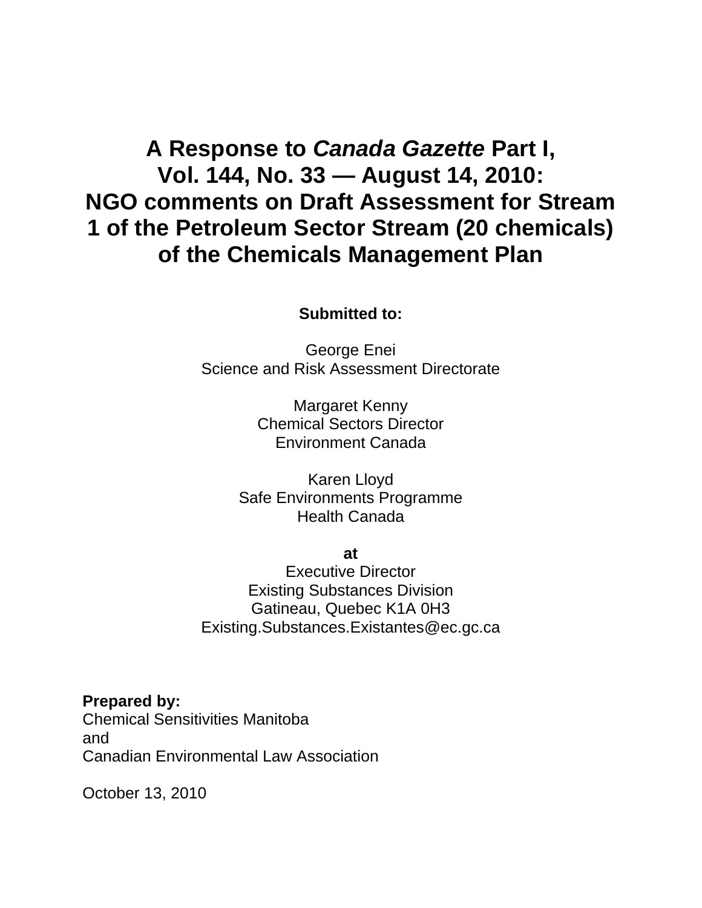# A Response to *Canada Gazette* Part I, Vol. 144, No. 33 — August 14, 2010: NGO comments on Draft Assessment for Stream 1 of the Petroleum Sector Stream (20 chemicals) of the Chemicals Management Plan

**Submitted to:**

George Enei
Science and Risk Assessment Directorate

Margaret Kenny
Chemical Sectors Director
Environment Canada

Karen Lloyd
Safe Environments Programme
Health Canada

**at**
Executive Director
Existing Substances Division
Gatineau, Quebec K1A 0H3
Existing.Substances.Existantes@ec.gc.ca

**Prepared by:**
Chemical Sensitivities Manitoba
and
Canadian Environmental Law Association

October 13, 2010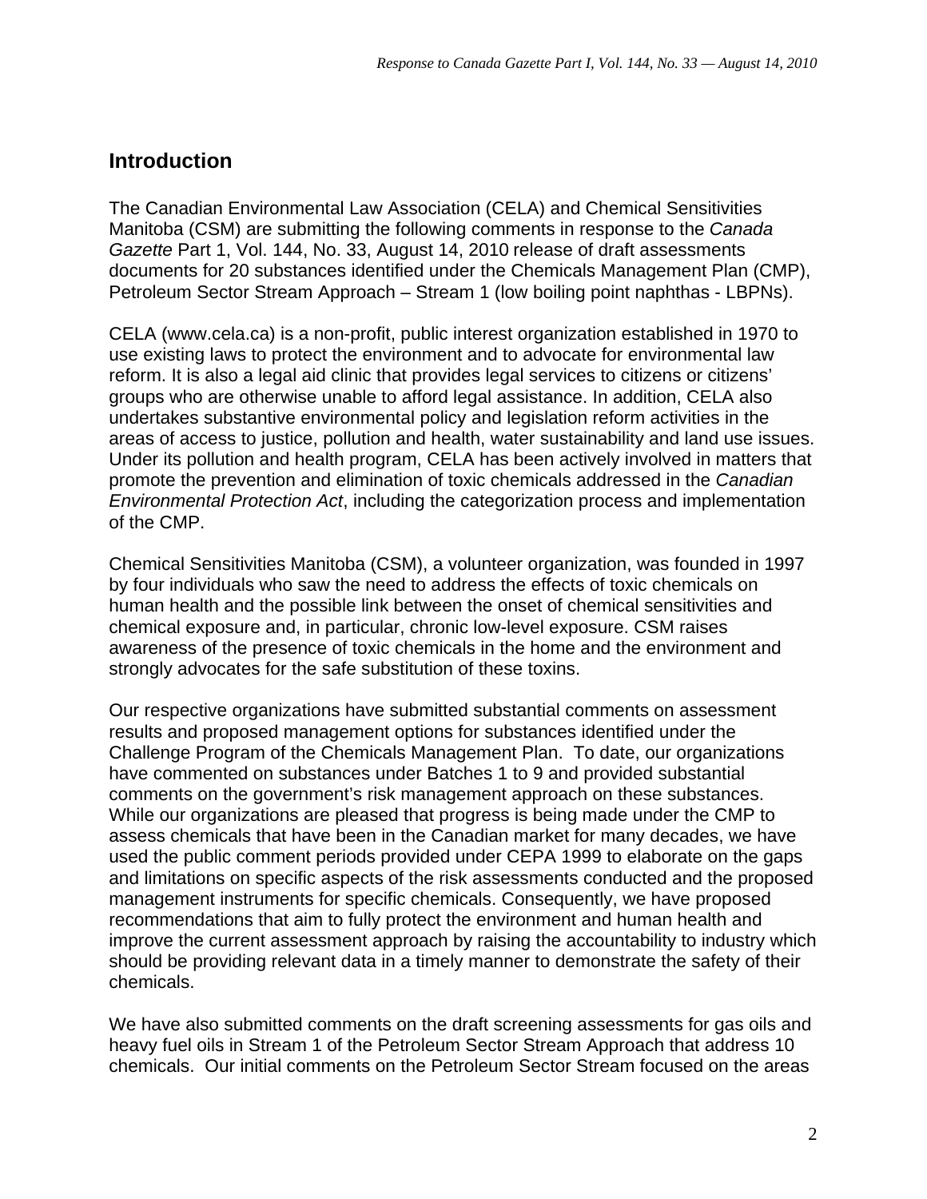## Introduction

The Canadian Environmental Law Association (CELA) and Chemical Sensitivities Manitoba (CSM) are submitting the following comments in response to the *Canada Gazette* Part 1, Vol. 144, No. 33, August 14, 2010 release of draft assessments documents for 20 substances identified under the Chemicals Management Plan (CMP), Petroleum Sector Stream Approach – Stream 1 (low boiling point naphthas - LBPNs).

CELA (www.cela.ca) is a non-profit, public interest organization established in 1970 to use existing laws to protect the environment and to advocate for environmental law reform. It is also a legal aid clinic that provides legal services to citizens or citizens' groups who are otherwise unable to afford legal assistance. In addition, CELA also undertakes substantive environmental policy and legislation reform activities in the areas of access to justice, pollution and health, water sustainability and land use issues. Under its pollution and health program, CELA has been actively involved in matters that promote the prevention and elimination of toxic chemicals addressed in the *Canadian Environmental Protection Act*, including the categorization process and implementation of the CMP.

Chemical Sensitivities Manitoba (CSM), a volunteer organization, was founded in 1997 by four individuals who saw the need to address the effects of toxic chemicals on human health and the possible link between the onset of chemical sensitivities and chemical exposure and, in particular, chronic low-level exposure. CSM raises awareness of the presence of toxic chemicals in the home and the environment and strongly advocates for the safe substitution of these toxins.

Our respective organizations have submitted substantial comments on assessment results and proposed management options for substances identified under the Challenge Program of the Chemicals Management Plan. To date, our organizations have commented on substances under Batches 1 to 9 and provided substantial comments on the government's risk management approach on these substances. While our organizations are pleased that progress is being made under the CMP to assess chemicals that have been in the Canadian market for many decades, we have used the public comment periods provided under CEPA 1999 to elaborate on the gaps and limitations on specific aspects of the risk assessments conducted and the proposed management instruments for specific chemicals. Consequently, we have proposed recommendations that aim to fully protect the environment and human health and improve the current assessment approach by raising the accountability to industry which should be providing relevant data in a timely manner to demonstrate the safety of their chemicals.

We have also submitted comments on the draft screening assessments for gas oils and heavy fuel oils in Stream 1 of the Petroleum Sector Stream Approach that address 10 chemicals. Our initial comments on the Petroleum Sector Stream focused on the areas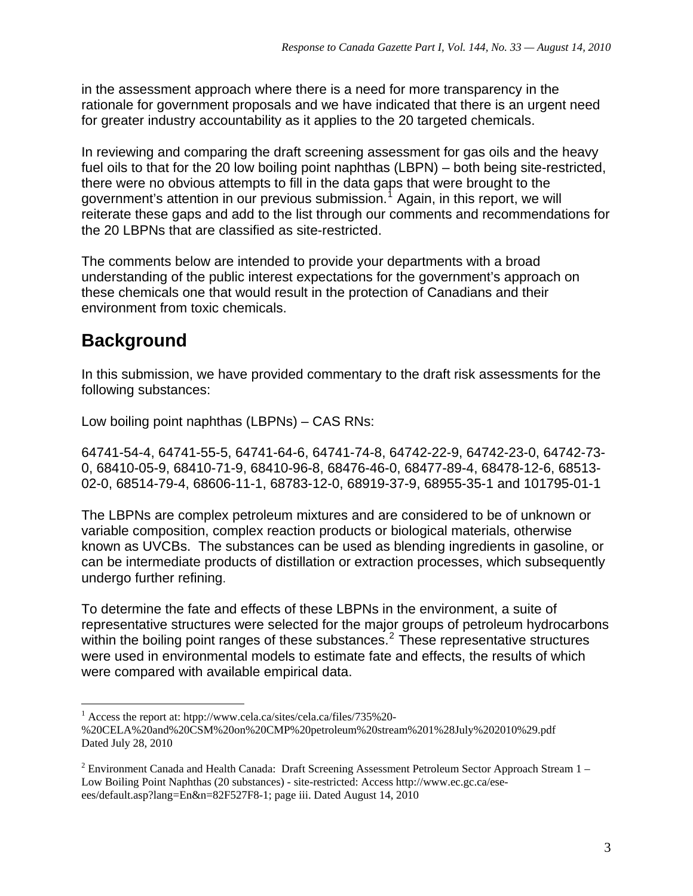in the assessment approach where there is a need for more transparency in the rationale for government proposals and we have indicated that there is an urgent need for greater industry accountability as it applies to the 20 targeted chemicals.

In reviewing and comparing the draft screening assessment for gas oils and the heavy fuel oils to that for the 20 low boiling point naphthas (LBPN) – both being site-restricted, there were no obvious attempts to fill in the data gaps that were brought to the government's attention in our previous submission.[1] Again, in this report, we will reiterate these gaps and add to the list through our comments and recommendations for the 20 LBPNs that are classified as site-restricted.

The comments below are intended to provide your departments with a broad understanding of the public interest expectations for the government's approach on these chemicals one that would result in the protection of Canadians and their environment from toxic chemicals.

## Background

In this submission, we have provided commentary to the draft risk assessments for the following substances:

Low boiling point naphthas (LBPNs) – CAS RNs:

64741-54-4, 64741-55-5, 64741-64-6, 64741-74-8, 64742-22-9, 64742-23-0, 64742-73-0, 68410-05-9, 68410-71-9, 68410-96-8, 68476-46-0, 68477-89-4, 68478-12-6, 68513-02-0, 68514-79-4, 68606-11-1, 68783-12-0, 68919-37-9, 68955-35-1 and 101795-01-1

The LBPNs are complex petroleum mixtures and are considered to be of unknown or variable composition, complex reaction products or biological materials, otherwise known as UVCBs. The substances can be used as blending ingredients in gasoline, or can be intermediate products of distillation or extraction processes, which subsequently undergo further refining.

To determine the fate and effects of these LBPNs in the environment, a suite of representative structures were selected for the major groups of petroleum hydrocarbons within the boiling point ranges of these substances.[2] These representative structures were used in environmental models to estimate fate and effects, the results of which were compared with available empirical data.

[1] Access the report at: htpp://www.cela.ca/sites/cela.ca/files/735%20-%20CELA%20and%20CSM%20on%20CMP%20petroleum%20stream%201%28July%202010%29.pdf Dated July 28, 2010

[2] Environment Canada and Health Canada: Draft Screening Assessment Petroleum Sector Approach Stream 1 – Low Boiling Point Naphthas (20 substances) - site-restricted: Access http://www.ec.gc.ca/ese-ees/default.asp?lang=En&n=82F527F8-1; page iii. Dated August 14, 2010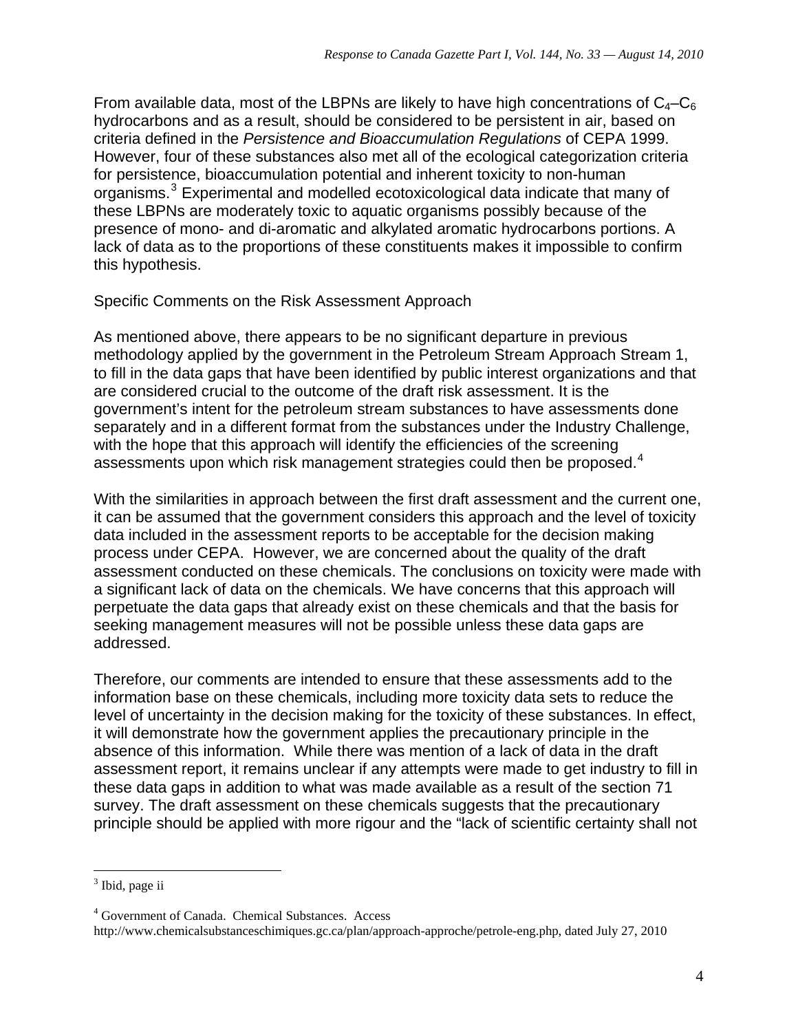From available data, most of the LBPNs are likely to have high concentrations of $C_4$–$C_6$ hydrocarbons and as a result, should be considered to be persistent in air, based on criteria defined in the *Persistence and Bioaccumulation Regulations* of CEPA 1999. However, four of these substances also met all of the ecological categorization criteria for persistence, bioaccumulation potential and inherent toxicity to non-human organisms.[3] Experimental and modelled ecotoxicological data indicate that many of these LBPNs are moderately toxic to aquatic organisms possibly because of the presence of mono- and di-aromatic and alkylated aromatic hydrocarbons portions. A lack of data as to the proportions of these constituents makes it impossible to confirm this hypothesis.

Specific Comments on the Risk Assessment Approach

As mentioned above, there appears to be no significant departure in previous methodology applied by the government in the Petroleum Stream Approach Stream 1, to fill in the data gaps that have been identified by public interest organizations and that are considered crucial to the outcome of the draft risk assessment. It is the government's intent for the petroleum stream substances to have assessments done separately and in a different format from the substances under the Industry Challenge, with the hope that this approach will identify the efficiencies of the screening assessments upon which risk management strategies could then be proposed.[4]

With the similarities in approach between the first draft assessment and the current one, it can be assumed that the government considers this approach and the level of toxicity data included in the assessment reports to be acceptable for the decision making process under CEPA. However, we are concerned about the quality of the draft assessment conducted on these chemicals. The conclusions on toxicity were made with a significant lack of data on the chemicals. We have concerns that this approach will perpetuate the data gaps that already exist on these chemicals and that the basis for seeking management measures will not be possible unless these data gaps are addressed.

Therefore, our comments are intended to ensure that these assessments add to the information base on these chemicals, including more toxicity data sets to reduce the level of uncertainty in the decision making for the toxicity of these substances. In effect, it will demonstrate how the government applies the precautionary principle in the absence of this information. While there was mention of a lack of data in the draft assessment report, it remains unclear if any attempts were made to get industry to fill in these data gaps in addition to what was made available as a result of the section 71 survey. The draft assessment on these chemicals suggests that the precautionary principle should be applied with more rigour and the "lack of scientific certainty shall not

---

[3] Ibid, page ii

[4] Government of Canada. Chemical Substances. Access http://www.chemicalsubstanceschimiques.gc.ca/plan/approach-approche/petrole-eng.php, dated July 27, 2010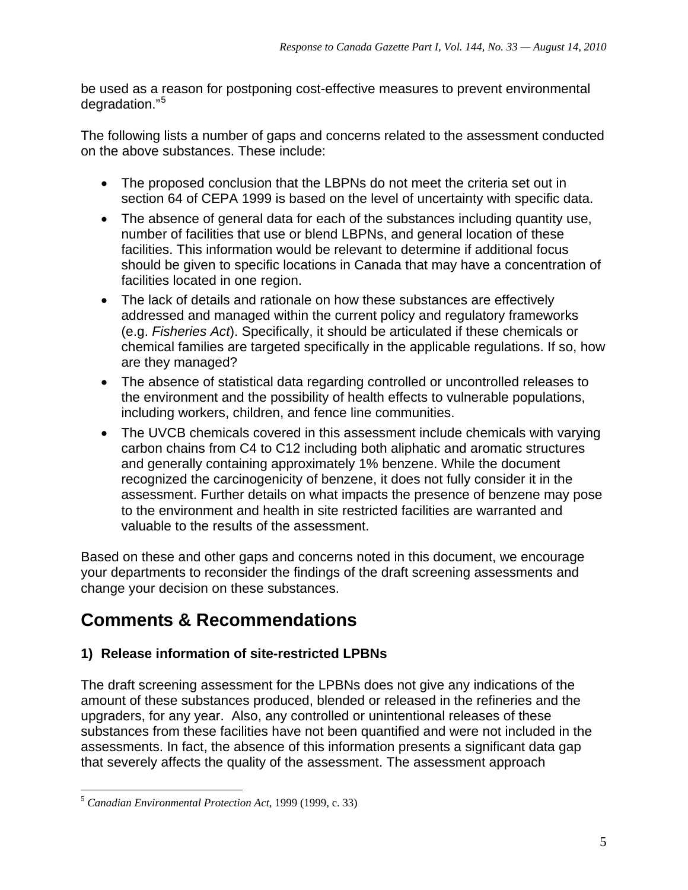be used as a reason for postponing cost-effective measures to prevent environmental degradation."[5]

The following lists a number of gaps and concerns related to the assessment conducted on the above substances. These include:

- The proposed conclusion that the LBPNs do not meet the criteria set out in section 64 of CEPA 1999 is based on the level of uncertainty with specific data.
- The absence of general data for each of the substances including quantity use, number of facilities that use or blend LBPNs, and general location of these facilities. This information would be relevant to determine if additional focus should be given to specific locations in Canada that may have a concentration of facilities located in one region.
- The lack of details and rationale on how these substances are effectively addressed and managed within the current policy and regulatory frameworks (e.g. *Fisheries Act*). Specifically, it should be articulated if these chemicals or chemical families are targeted specifically in the applicable regulations. If so, how are they managed?
- The absence of statistical data regarding controlled or uncontrolled releases to the environment and the possibility of health effects to vulnerable populations, including workers, children, and fence line communities.
- The UVCB chemicals covered in this assessment include chemicals with varying carbon chains from C4 to C12 including both aliphatic and aromatic structures and generally containing approximately 1% benzene. While the document recognized the carcinogenicity of benzene, it does not fully consider it in the assessment. Further details on what impacts the presence of benzene may pose to the environment and health in site restricted facilities are warranted and valuable to the results of the assessment.

Based on these and other gaps and concerns noted in this document, we encourage your departments to reconsider the findings of the draft screening assessments and change your decision on these substances.

# Comments & Recommendations

### 1) Release information of site-restricted LPBNs

The draft screening assessment for the LPBNs does not give any indications of the amount of these substances produced, blended or released in the refineries and the upgraders, for any year. Also, any controlled or unintentional releases of these substances from these facilities have not been quantified and were not included in the assessments. In fact, the absence of this information presents a significant data gap that severely affects the quality of the assessment. The assessment approach

[5] *Canadian Environmental Protection Act*, 1999 (1999, c. 33)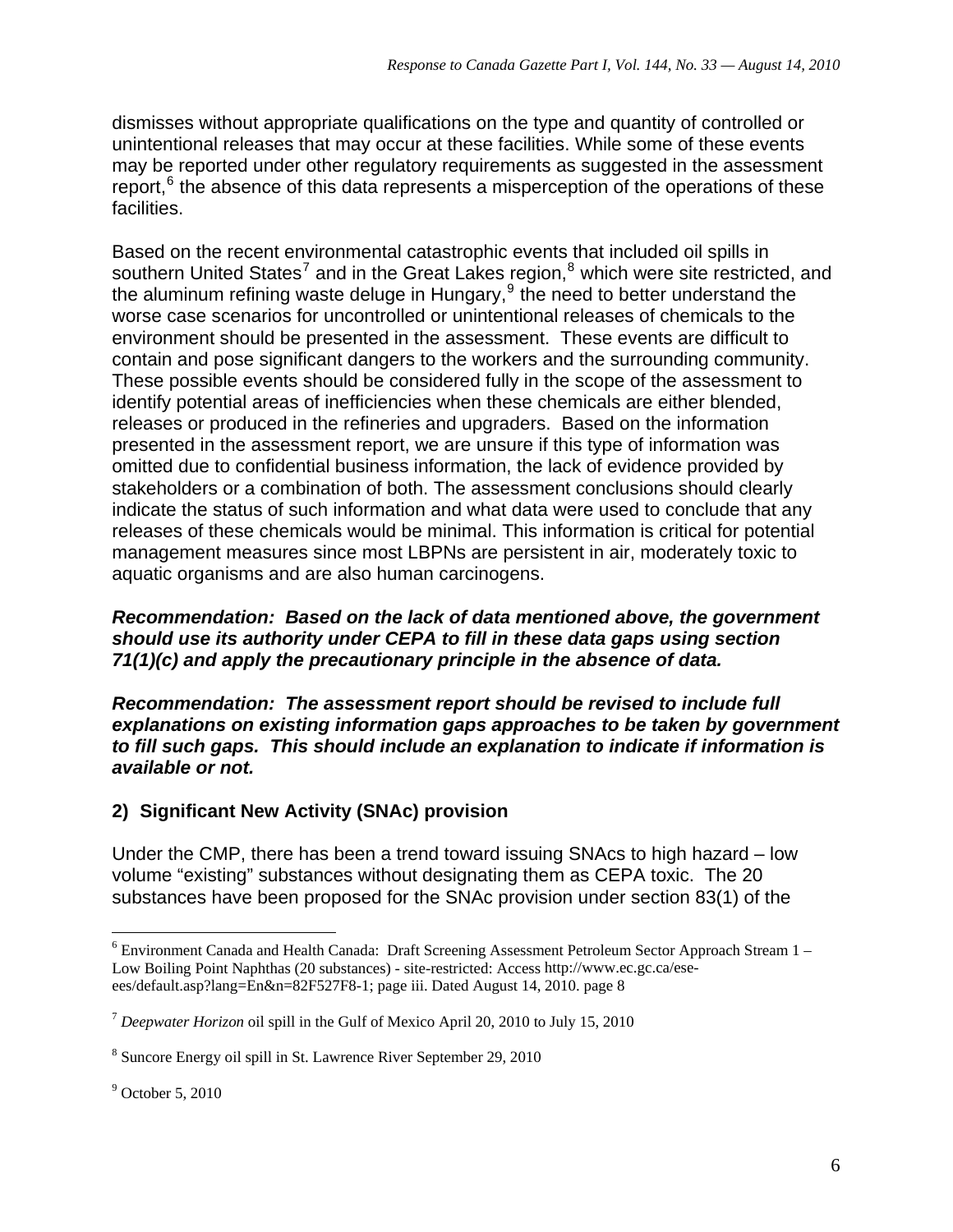dismisses without appropriate qualifications on the type and quantity of controlled or unintentional releases that may occur at these facilities. While some of these events may be reported under other regulatory requirements as suggested in the assessment report,[6] the absence of this data represents a misperception of the operations of these facilities.

Based on the recent environmental catastrophic events that included oil spills in southern United States[7] and in the Great Lakes region,[8] which were site restricted, and the aluminum refining waste deluge in Hungary,[9] the need to better understand the worse case scenarios for uncontrolled or unintentional releases of chemicals to the environment should be presented in the assessment. These events are difficult to contain and pose significant dangers to the workers and the surrounding community. These possible events should be considered fully in the scope of the assessment to identify potential areas of inefficiencies when these chemicals are either blended, releases or produced in the refineries and upgraders. Based on the information presented in the assessment report, we are unsure if this type of information was omitted due to confidential business information, the lack of evidence provided by stakeholders or a combination of both. The assessment conclusions should clearly indicate the status of such information and what data were used to conclude that any releases of these chemicals would be minimal. This information is critical for potential management measures since most LBPNs are persistent in air, moderately toxic to aquatic organisms and are also human carcinogens.

***Recommendation: Based on the lack of data mentioned above, the government should use its authority under CEPA to fill in these data gaps using section 71(1)(c) and apply the precautionary principle in the absence of data.***

***Recommendation: The assessment report should be revised to include full explanations on existing information gaps approaches to be taken by government to fill such gaps. This should include an explanation to indicate if information is available or not.***

## 2) Significant New Activity (SNAc) provision

Under the CMP, there has been a trend toward issuing SNAcs to high hazard – low volume "existing" substances without designating them as CEPA toxic. The 20 substances have been proposed for the SNAc provision under section 83(1) of the

---

[6] Environment Canada and Health Canada: Draft Screening Assessment Petroleum Sector Approach Stream 1 – Low Boiling Point Naphthas (20 substances) - site-restricted: Access http://www.ec.gc.ca/ese-ees/default.asp?lang=En&n=82F527F8-1; page iii. Dated August 14, 2010. page 8

[7] *Deepwater Horizon* oil spill in the Gulf of Mexico April 20, 2010 to July 15, 2010

[8] Suncore Energy oil spill in St. Lawrence River September 29, 2010

[9] October 5, 2010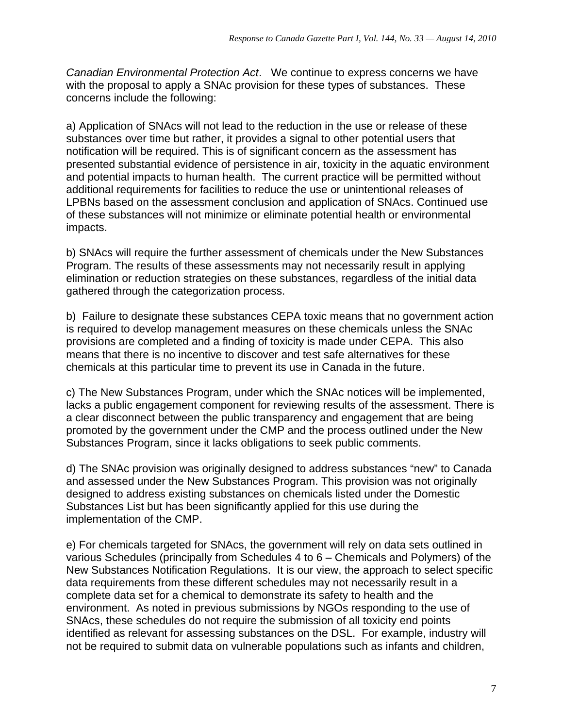*Canadian Environmental Protection Act*. We continue to express concerns we have with the proposal to apply a SNAc provision for these types of substances. These concerns include the following:

a) Application of SNAcs will not lead to the reduction in the use or release of these substances over time but rather, it provides a signal to other potential users that notification will be required. This is of significant concern as the assessment has presented substantial evidence of persistence in air, toxicity in the aquatic environment and potential impacts to human health. The current practice will be permitted without additional requirements for facilities to reduce the use or unintentional releases of LPBNs based on the assessment conclusion and application of SNAcs. Continued use of these substances will not minimize or eliminate potential health or environmental impacts.

b) SNAcs will require the further assessment of chemicals under the New Substances Program. The results of these assessments may not necessarily result in applying elimination or reduction strategies on these substances, regardless of the initial data gathered through the categorization process.

b) Failure to designate these substances CEPA toxic means that no government action is required to develop management measures on these chemicals unless the SNAc provisions are completed and a finding of toxicity is made under CEPA. This also means that there is no incentive to discover and test safe alternatives for these chemicals at this particular time to prevent its use in Canada in the future.

c) The New Substances Program, under which the SNAc notices will be implemented, lacks a public engagement component for reviewing results of the assessment. There is a clear disconnect between the public transparency and engagement that are being promoted by the government under the CMP and the process outlined under the New Substances Program, since it lacks obligations to seek public comments.

d) The SNAc provision was originally designed to address substances "new" to Canada and assessed under the New Substances Program. This provision was not originally designed to address existing substances on chemicals listed under the Domestic Substances List but has been significantly applied for this use during the implementation of the CMP.

e) For chemicals targeted for SNAcs, the government will rely on data sets outlined in various Schedules (principally from Schedules 4 to 6 – Chemicals and Polymers) of the New Substances Notification Regulations. It is our view, the approach to select specific data requirements from these different schedules may not necessarily result in a complete data set for a chemical to demonstrate its safety to health and the environment. As noted in previous submissions by NGOs responding to the use of SNAcs, these schedules do not require the submission of all toxicity end points identified as relevant for assessing substances on the DSL. For example, industry will not be required to submit data on vulnerable populations such as infants and children,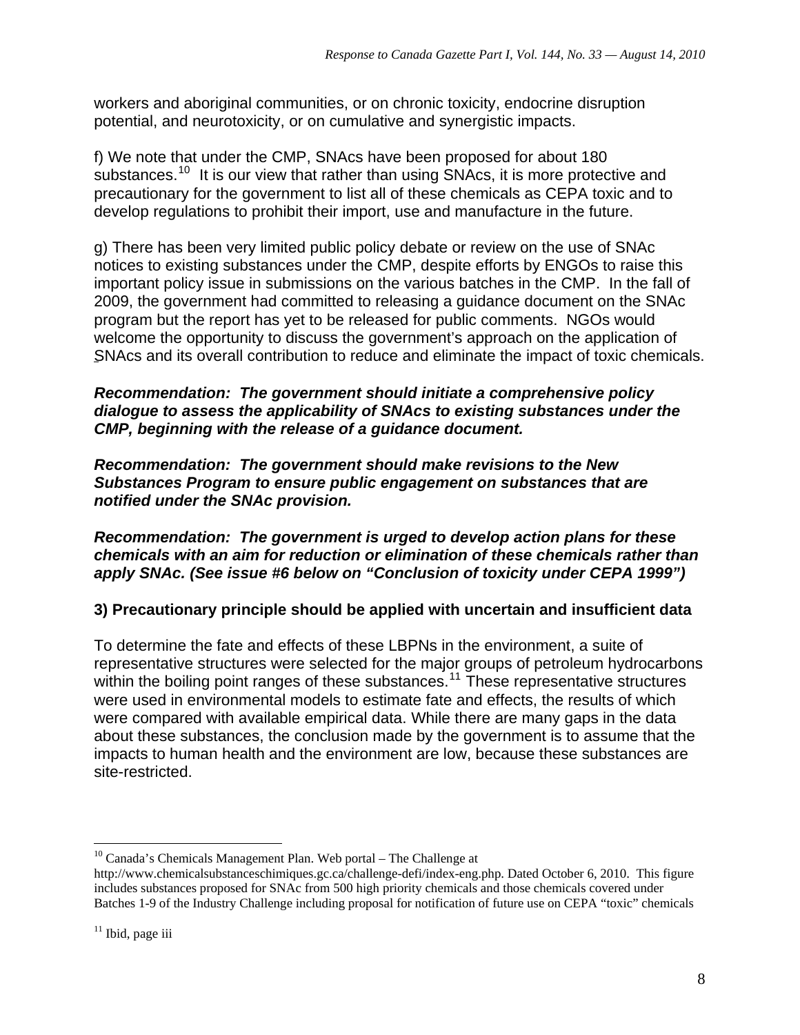workers and aboriginal communities, or on chronic toxicity, endocrine disruption potential, and neurotoxicity, or on cumulative and synergistic impacts.

f) We note that under the CMP, SNAcs have been proposed for about 180 substances.[10] It is our view that rather than using SNAcs, it is more protective and precautionary for the government to list all of these chemicals as CEPA toxic and to develop regulations to prohibit their import, use and manufacture in the future.

g) There has been very limited public policy debate or review on the use of SNAc notices to existing substances under the CMP, despite efforts by ENGOs to raise this important policy issue in submissions on the various batches in the CMP. In the fall of 2009, the government had committed to releasing a guidance document on the SNAc program but the report has yet to be released for public comments. NGOs would welcome the opportunity to discuss the government's approach on the application of SNAcs and its overall contribution to reduce and eliminate the impact of toxic chemicals.

***Recommendation: The government should initiate a comprehensive policy dialogue to assess the applicability of SNAcs to existing substances under the CMP, beginning with the release of a guidance document.***

***Recommendation: The government should make revisions to the New Substances Program to ensure public engagement on substances that are notified under the SNAc provision.***

***Recommendation: The government is urged to develop action plans for these chemicals with an aim for reduction or elimination of these chemicals rather than apply SNAc. (See issue #6 below on "Conclusion of toxicity under CEPA 1999")***

**3) Precautionary principle should be applied with uncertain and insufficient data**

To determine the fate and effects of these LBPNs in the environment, a suite of representative structures were selected for the major groups of petroleum hydrocarbons within the boiling point ranges of these substances.[11] These representative structures were used in environmental models to estimate fate and effects, the results of which were compared with available empirical data. While there are many gaps in the data about these substances, the conclusion made by the government is to assume that the impacts to human health and the environment are low, because these substances are site-restricted.

---

[10] Canada's Chemicals Management Plan. Web portal – The Challenge at http://www.chemicalsubstanceschimiques.gc.ca/challenge-defi/index-eng.php. Dated October 6, 2010. This figure includes substances proposed for SNAc from 500 high priority chemicals and those chemicals covered under Batches 1-9 of the Industry Challenge including proposal for notification of future use on CEPA "toxic" chemicals

[11] Ibid, page iii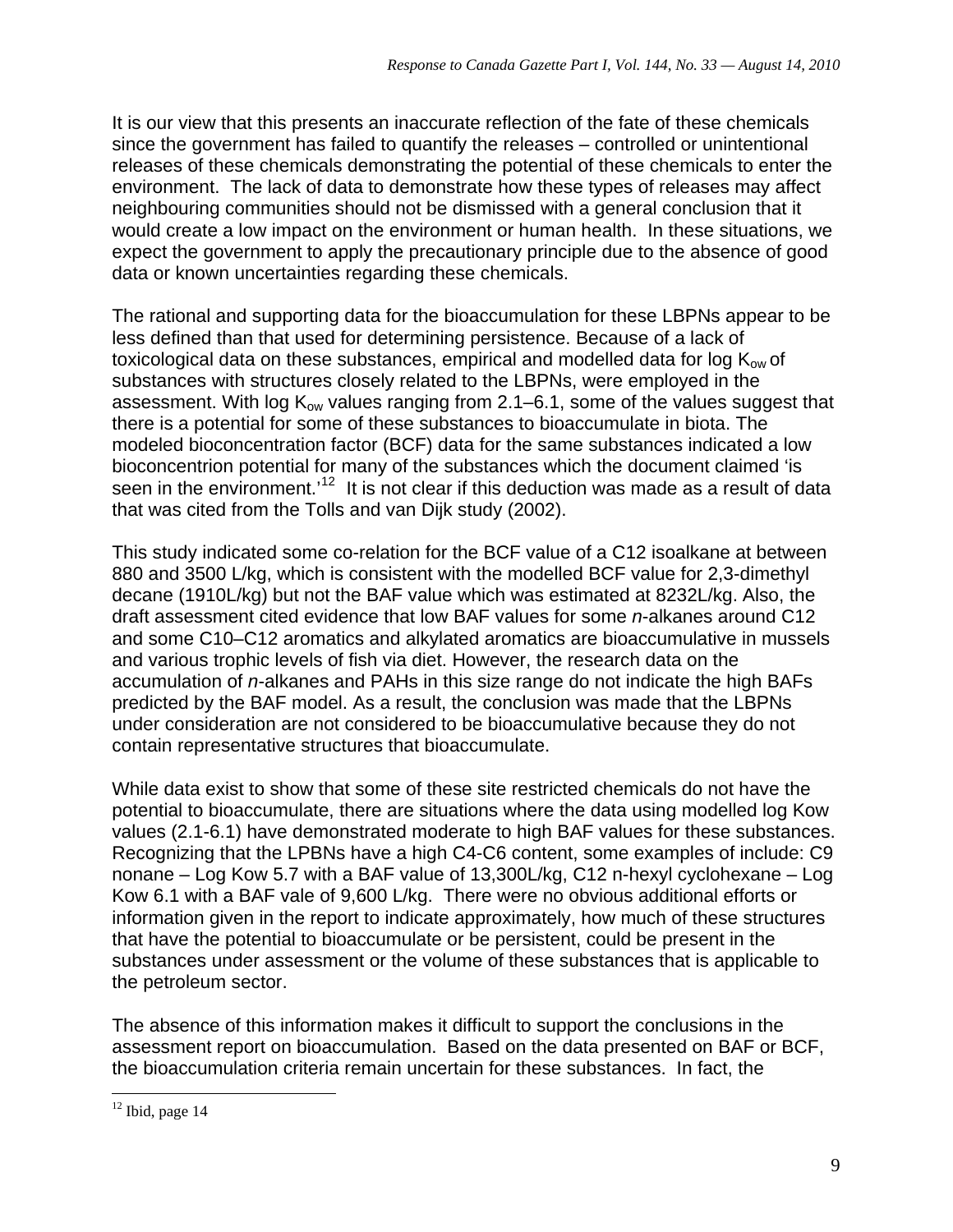It is our view that this presents an inaccurate reflection of the fate of these chemicals since the government has failed to quantify the releases – controlled or unintentional releases of these chemicals demonstrating the potential of these chemicals to enter the environment. The lack of data to demonstrate how these types of releases may affect neighbouring communities should not be dismissed with a general conclusion that it would create a low impact on the environment or human health. In these situations, we expect the government to apply the precautionary principle due to the absence of good data or known uncertainties regarding these chemicals.

The rational and supporting data for the bioaccumulation for these LBPNs appear to be less defined than that used for determining persistence. Because of a lack of toxicological data on these substances, empirical and modelled data for log $K_{ow}$ of substances with structures closely related to the LBPNs, were employed in the assessment. With log $K_{ow}$ values ranging from 2.1–6.1, some of the values suggest that there is a potential for some of these substances to bioaccumulate in biota. The modeled bioconcentration factor (BCF) data for the same substances indicated a low bioconcentrion potential for many of the substances which the document claimed 'is seen in the environment.'[12] It is not clear if this deduction was made as a result of data that was cited from the Tolls and van Dijk study (2002).

This study indicated some co-relation for the BCF value of a C12 isoalkane at between 880 and 3500 L/kg, which is consistent with the modelled BCF value for 2,3-dimethyl decane (1910L/kg) but not the BAF value which was estimated at 8232L/kg. Also, the draft assessment cited evidence that low BAF values for some *n*-alkanes around C12 and some C10–C12 aromatics and alkylated aromatics are bioaccumulative in mussels and various trophic levels of fish via diet. However, the research data on the accumulation of *n*-alkanes and PAHs in this size range do not indicate the high BAFs predicted by the BAF model. As a result, the conclusion was made that the LBPNs under consideration are not considered to be bioaccumulative because they do not contain representative structures that bioaccumulate.

While data exist to show that some of these site restricted chemicals do not have the potential to bioaccumulate, there are situations where the data using modelled log Kow values (2.1-6.1) have demonstrated moderate to high BAF values for these substances. Recognizing that the LPBNs have a high C4-C6 content, some examples of include: C9 nonane – Log Kow 5.7 with a BAF value of 13,300L/kg, C12 n-hexyl cyclohexane – Log Kow 6.1 with a BAF vale of 9,600 L/kg. There were no obvious additional efforts or information given in the report to indicate approximately, how much of these structures that have the potential to bioaccumulate or be persistent, could be present in the substances under assessment or the volume of these substances that is applicable to the petroleum sector.

The absence of this information makes it difficult to support the conclusions in the assessment report on bioaccumulation. Based on the data presented on BAF or BCF, the bioaccumulation criteria remain uncertain for these substances. In fact, the

---

[12] Ibid, page 14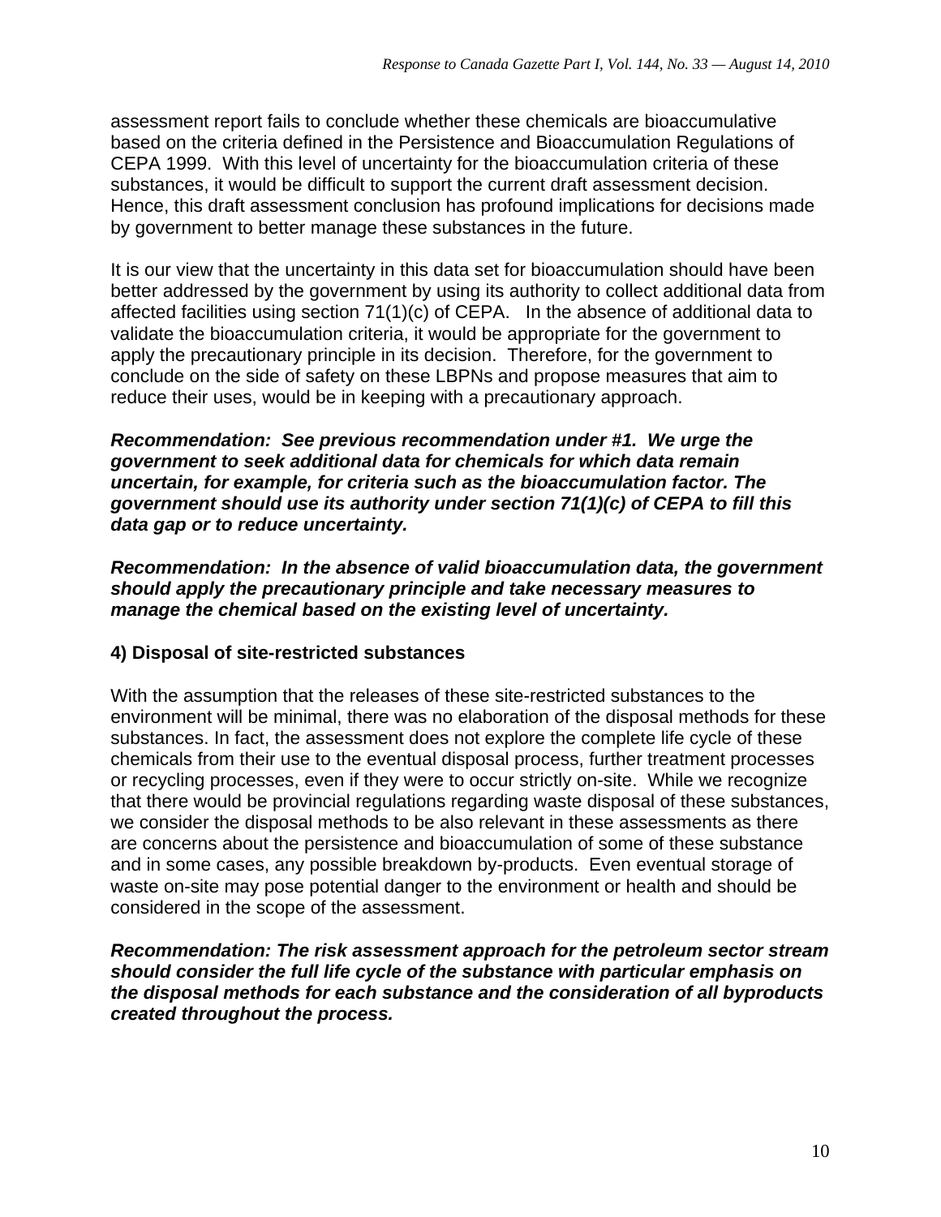assessment report fails to conclude whether these chemicals are bioaccumulative based on the criteria defined in the Persistence and Bioaccumulation Regulations of CEPA 1999. With this level of uncertainty for the bioaccumulation criteria of these substances, it would be difficult to support the current draft assessment decision. Hence, this draft assessment conclusion has profound implications for decisions made by government to better manage these substances in the future.

It is our view that the uncertainty in this data set for bioaccumulation should have been better addressed by the government by using its authority to collect additional data from affected facilities using section 71(1)(c) of CEPA. In the absence of additional data to validate the bioaccumulation criteria, it would be appropriate for the government to apply the precautionary principle in its decision. Therefore, for the government to conclude on the side of safety on these LBPNs and propose measures that aim to reduce their uses, would be in keeping with a precautionary approach.

***Recommendation: See previous recommendation under #1. We urge the government to seek additional data for chemicals for which data remain uncertain, for example, for criteria such as the bioaccumulation factor. The government should use its authority under section 71(1)(c) of CEPA to fill this data gap or to reduce uncertainty.***

***Recommendation: In the absence of valid bioaccumulation data, the government should apply the precautionary principle and take necessary measures to manage the chemical based on the existing level of uncertainty.***

**4) Disposal of site-restricted substances**

With the assumption that the releases of these site-restricted substances to the environment will be minimal, there was no elaboration of the disposal methods for these substances. In fact, the assessment does not explore the complete life cycle of these chemicals from their use to the eventual disposal process, further treatment processes or recycling processes, even if they were to occur strictly on-site. While we recognize that there would be provincial regulations regarding waste disposal of these substances, we consider the disposal methods to be also relevant in these assessments as there are concerns about the persistence and bioaccumulation of some of these substance and in some cases, any possible breakdown by-products. Even eventual storage of waste on-site may pose potential danger to the environment or health and should be considered in the scope of the assessment.

***Recommendation: The risk assessment approach for the petroleum sector stream should consider the full life cycle of the substance with particular emphasis on the disposal methods for each substance and the consideration of all byproducts created throughout the process.***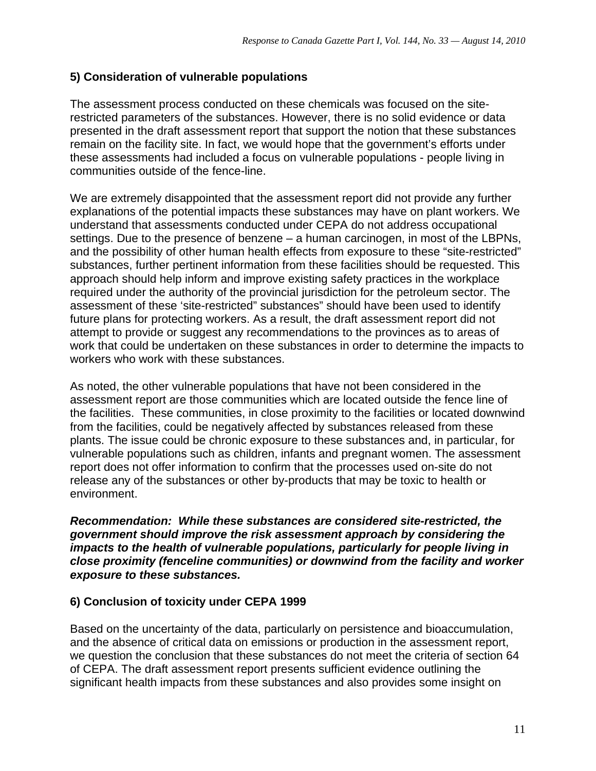### 5) Consideration of vulnerable populations

The assessment process conducted on these chemicals was focused on the site-restricted parameters of the substances. However, there is no solid evidence or data presented in the draft assessment report that support the notion that these substances remain on the facility site. In fact, we would hope that the government's efforts under these assessments had included a focus on vulnerable populations - people living in communities outside of the fence-line.

We are extremely disappointed that the assessment report did not provide any further explanations of the potential impacts these substances may have on plant workers. We understand that assessments conducted under CEPA do not address occupational settings. Due to the presence of benzene – a human carcinogen, in most of the LBPNs, and the possibility of other human health effects from exposure to these "site-restricted" substances, further pertinent information from these facilities should be requested. This approach should help inform and improve existing safety practices in the workplace required under the authority of the provincial jurisdiction for the petroleum sector. The assessment of these 'site-restricted" substances" should have been used to identify future plans for protecting workers. As a result, the draft assessment report did not attempt to provide or suggest any recommendations to the provinces as to areas of work that could be undertaken on these substances in order to determine the impacts to workers who work with these substances.

As noted, the other vulnerable populations that have not been considered in the assessment report are those communities which are located outside the fence line of the facilities. These communities, in close proximity to the facilities or located downwind from the facilities, could be negatively affected by substances released from these plants. The issue could be chronic exposure to these substances and, in particular, for vulnerable populations such as children, infants and pregnant women. The assessment report does not offer information to confirm that the processes used on-site do not release any of the substances or other by-products that may be toxic to health or environment.

***Recommendation: While these substances are considered site-restricted, the government should improve the risk assessment approach by considering the impacts to the health of vulnerable populations, particularly for people living in close proximity (fenceline communities) or downwind from the facility and worker exposure to these substances.***

### 6) Conclusion of toxicity under CEPA 1999

Based on the uncertainty of the data, particularly on persistence and bioaccumulation, and the absence of critical data on emissions or production in the assessment report, we question the conclusion that these substances do not meet the criteria of section 64 of CEPA. The draft assessment report presents sufficient evidence outlining the significant health impacts from these substances and also provides some insight on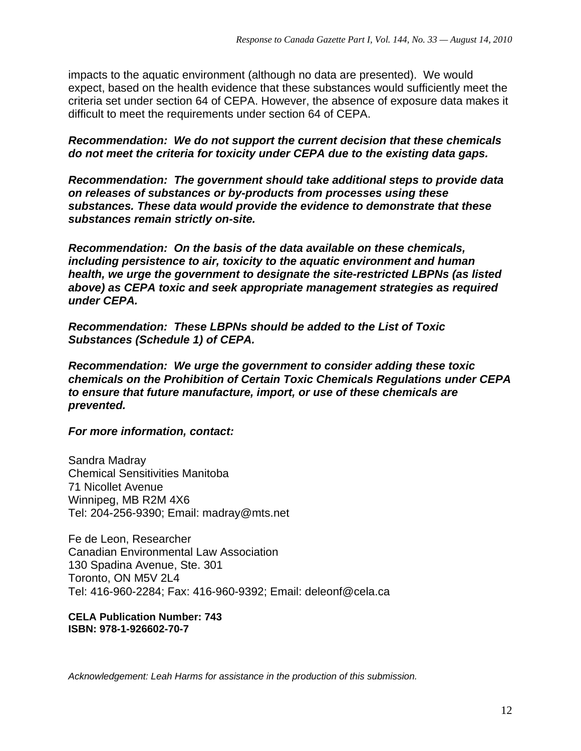impacts to the aquatic environment (although no data are presented). We would expect, based on the health evidence that these substances would sufficiently meet the criteria set under section 64 of CEPA. However, the absence of exposure data makes it difficult to meet the requirements under section 64 of CEPA.

***Recommendation: We do not support the current decision that these chemicals do not meet the criteria for toxicity under CEPA due to the existing data gaps.***

***Recommendation: The government should take additional steps to provide data on releases of substances or by-products from processes using these substances. These data would provide the evidence to demonstrate that these substances remain strictly on-site.***

***Recommendation: On the basis of the data available on these chemicals, including persistence to air, toxicity to the aquatic environment and human health, we urge the government to designate the site-restricted LBPNs (as listed above) as CEPA toxic and seek appropriate management strategies as required under CEPA.***

***Recommendation: These LBPNs should be added to the List of Toxic Substances (Schedule 1) of CEPA.***

***Recommendation: We urge the government to consider adding these toxic chemicals on the Prohibition of Certain Toxic Chemicals Regulations under CEPA to ensure that future manufacture, import, or use of these chemicals are prevented.***

***For more information, contact:***

Sandra Madray
Chemical Sensitivities Manitoba
71 Nicollet Avenue
Winnipeg, MB R2M 4X6
Tel: 204-256-9390; Email: madray@mts.net

Fe de Leon, Researcher
Canadian Environmental Law Association
130 Spadina Avenue, Ste. 301
Toronto, ON M5V 2L4
Tel: 416-960-2284; Fax: 416-960-9392; Email: deleonf@cela.ca

**CELA Publication Number: 743**
**ISBN: 978-1-926602-70-7**

*Acknowledgement: Leah Harms for assistance in the production of this submission.*